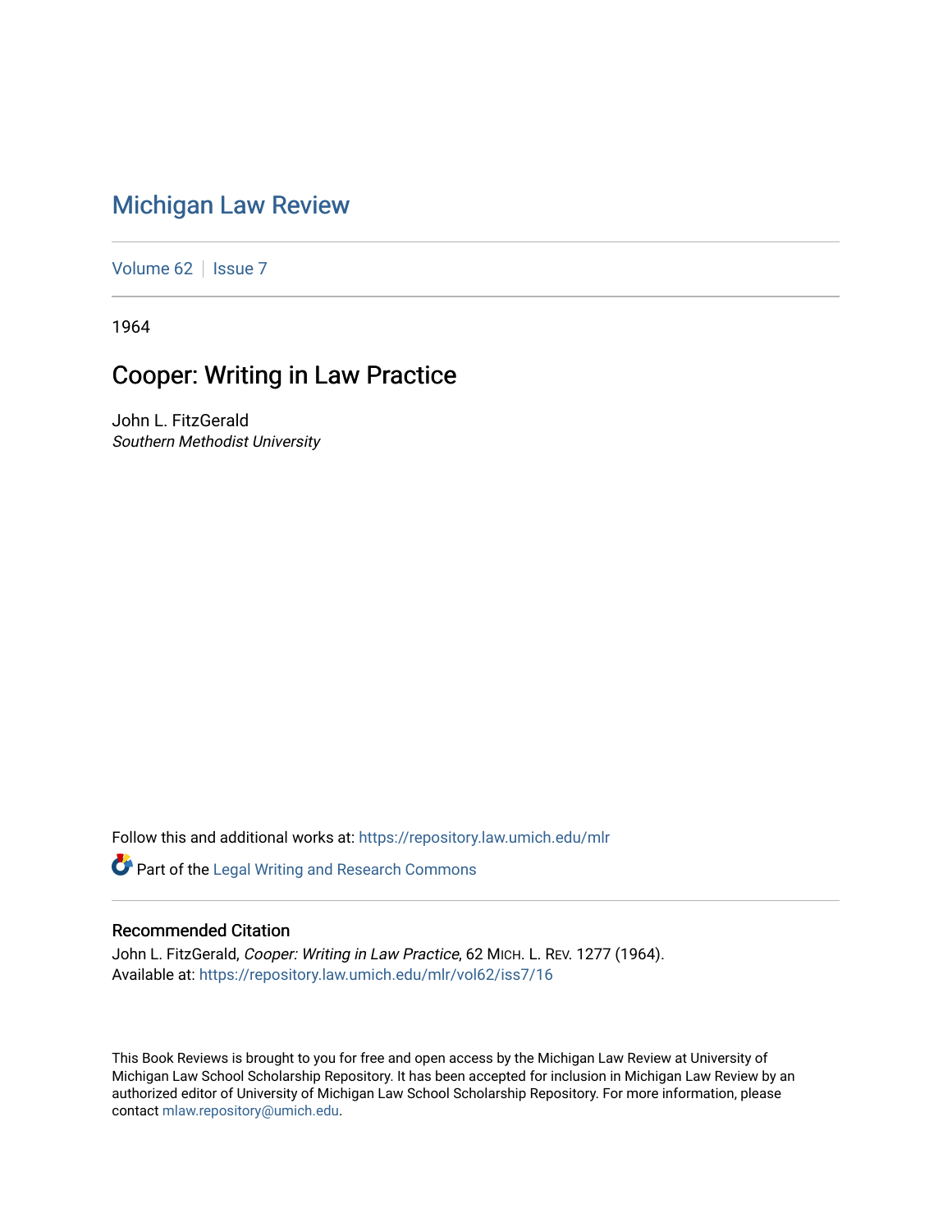# Michigan Law Review

Volume 62 | Issue 7

1964

## Cooper: Writing in Law Practice

John L. FitzGerald
*Southern Methodist University*

Follow this and additional works at: https://repository.law.umich.edu/mlr

Part of the Legal Writing and Research Commons

### Recommended Citation

John L. FitzGerald, *Cooper: Writing in Law Practice*, 62 MICH. L. REV. 1277 (1964).
Available at: https://repository.law.umich.edu/mlr/vol62/iss7/16

This Book Reviews is brought to you for free and open access by the Michigan Law Review at University of Michigan Law School Scholarship Repository. It has been accepted for inclusion in Michigan Law Review by an authorized editor of University of Michigan Law School Scholarship Repository. For more information, please contact mlaw.repository@umich.edu.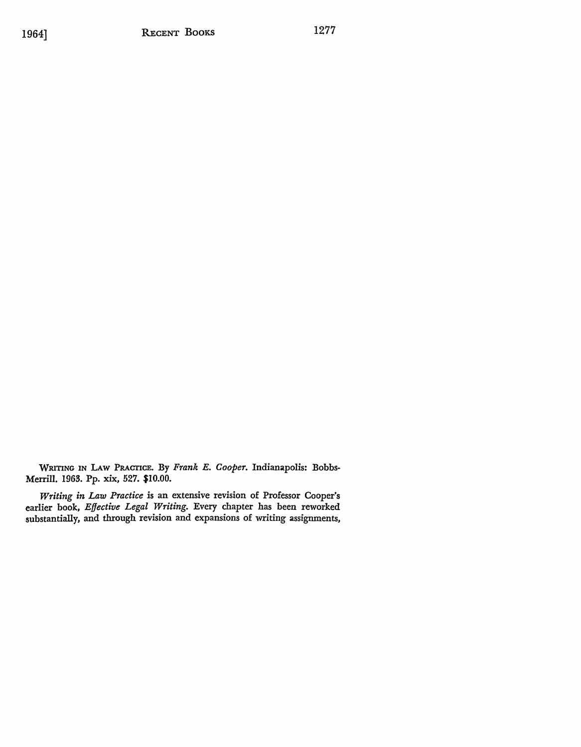WRITING IN LAW PRACTICE. By *Frank E. Cooper*. Indianapolis: Bobbs-Merrill. 1963. Pp. xix, 527. $10.00.

*Writing in Law Practice* is an extensive revision of Professor Cooper's earlier book, *Effective Legal Writing*. Every chapter has been reworked substantially, and through revision and expansions of writing assignments,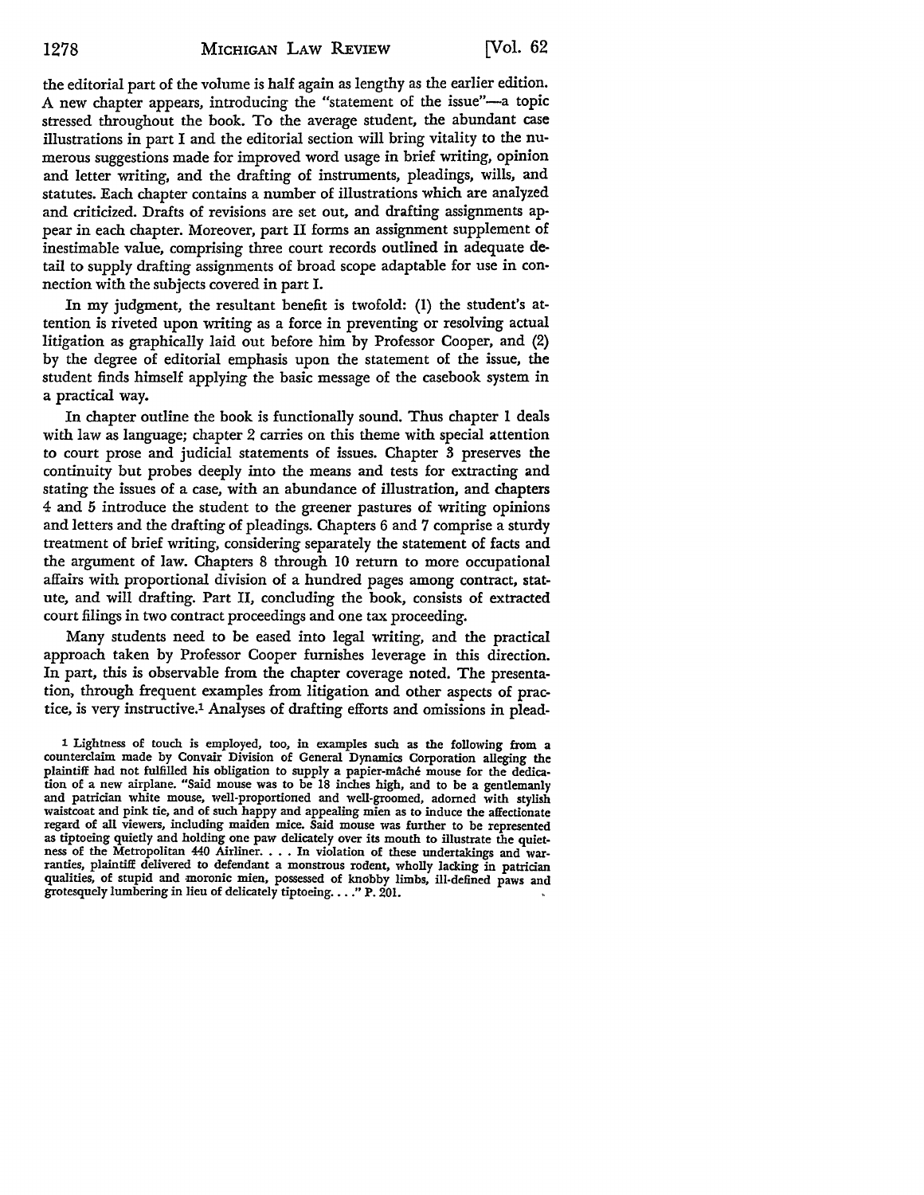the editorial part of the volume is half again as lengthy as the earlier edition. A new chapter appears, introducing the "statement of the issue"—a topic stressed throughout the book. To the average student, the abundant case illustrations in part I and the editorial section will bring vitality to the numerous suggestions made for improved word usage in brief writing, opinion and letter writing, and the drafting of instruments, pleadings, wills, and statutes. Each chapter contains a number of illustrations which are analyzed and criticized. Drafts of revisions are set out, and drafting assignments appear in each chapter. Moreover, part II forms an assignment supplement of inestimable value, comprising three court records outlined in adequate detail to supply drafting assignments of broad scope adaptable for use in connection with the subjects covered in part I.

In my judgment, the resultant benefit is twofold: (1) the student's attention is riveted upon writing as a force in preventing or resolving actual litigation as graphically laid out before him by Professor Cooper, and (2) by the degree of editorial emphasis upon the statement of the issue, the student finds himself applying the basic message of the casebook system in a practical way.

In chapter outline the book is functionally sound. Thus chapter 1 deals with law as language; chapter 2 carries on this theme with special attention to court prose and judicial statements of issues. Chapter 3 preserves the continuity but probes deeply into the means and tests for extracting and stating the issues of a case, with an abundance of illustration, and chapters 4 and 5 introduce the student to the greener pastures of writing opinions and letters and the drafting of pleadings. Chapters 6 and 7 comprise a sturdy treatment of brief writing, considering separately the statement of facts and the argument of law. Chapters 8 through 10 return to more occupational affairs with proportional division of a hundred pages among contract, statute, and will drafting. Part II, concluding the book, consists of extracted court filings in two contract proceedings and one tax proceeding.

Many students need to be eased into legal writing, and the practical approach taken by Professor Cooper furnishes leverage in this direction. In part, this is observable from the chapter coverage noted. The presentation, through frequent examples from litigation and other aspects of practice, is very instructive.[1] Analyses of drafting efforts and omissions in plead-

[1] Lightness of touch is employed, too, in examples such as the following from a counterclaim made by Convair Division of General Dynamics Corporation alleging the plaintiff had not fulfilled his obligation to supply a papier-mâché mouse for the dedication of a new airplane. "Said mouse was to be 18 inches high, and to be a gentlemanly and patrician white mouse, well-proportioned and well-groomed, adorned with stylish waistcoat and pink tie, and of such happy and appealing mien as to induce the affectionate regard of all viewers, including maiden mice. Said mouse was further to be represented as tiptoeing quietly and holding one paw delicately over its mouth to illustrate the quietness of the Metropolitan 440 Airliner. . . . In violation of these undertakings and warranties, plaintiff delivered to defendant a monstrous rodent, wholly lacking in patrician qualities, of stupid and moronic mien, possessed of knobby limbs, ill-defined paws and grotesquely lumbering in lieu of delicately tiptoeing. . . ." P. 201.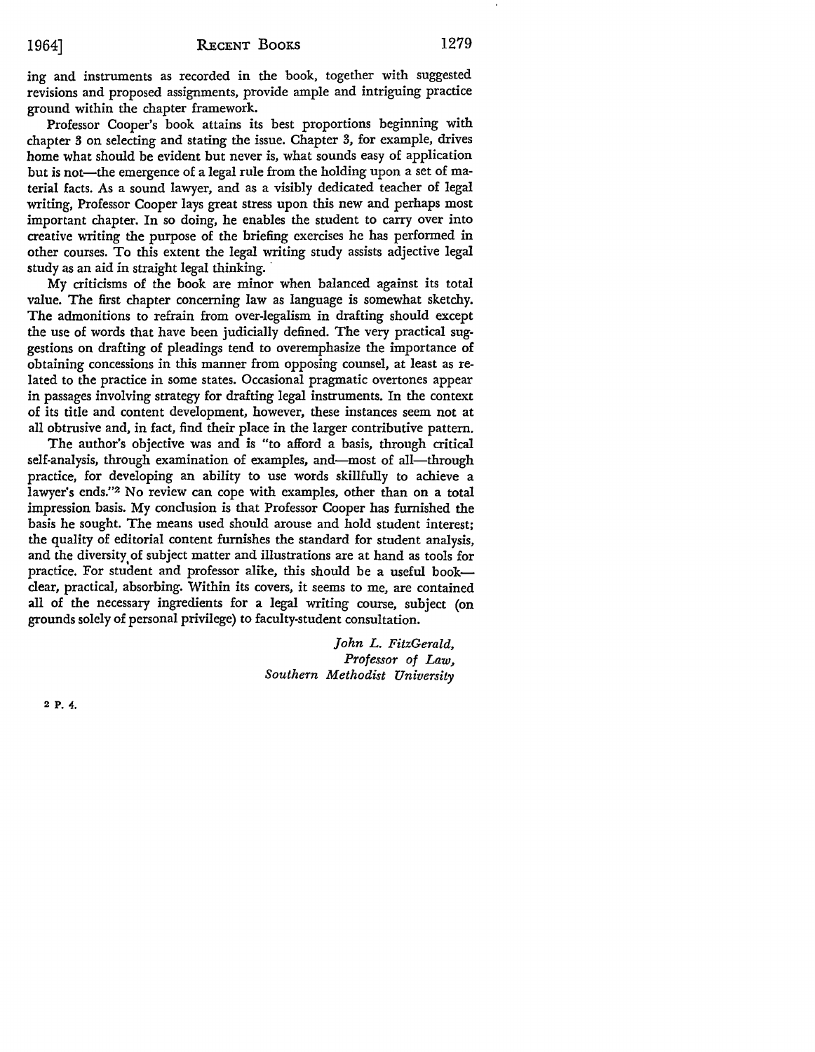ing and instruments as recorded in the book, together with suggested revisions and proposed assignments, provide ample and intriguing practice ground within the chapter framework.

Professor Cooper's book attains its best proportions beginning with chapter 3 on selecting and stating the issue. Chapter 3, for example, drives home what should be evident but never is, what sounds easy of application but is not—the emergence of a legal rule from the holding upon a set of material facts. As a sound lawyer, and as a visibly dedicated teacher of legal writing, Professor Cooper lays great stress upon this new and perhaps most important chapter. In so doing, he enables the student to carry over into creative writing the purpose of the briefing exercises he has performed in other courses. To this extent the legal writing study assists adjective legal study as an aid in straight legal thinking.

My criticisms of the book are minor when balanced against its total value. The first chapter concerning law as language is somewhat sketchy. The admonitions to refrain from over-legalism in drafting should except the use of words that have been judicially defined. The very practical suggestions on drafting of pleadings tend to overemphasize the importance of obtaining concessions in this manner from opposing counsel, at least as related to the practice in some states. Occasional pragmatic overtones appear in passages involving strategy for drafting legal instruments. In the context of its title and content development, however, these instances seem not at all obtrusive and, in fact, find their place in the larger contributive pattern.

The author's objective was and is "to afford a basis, through critical self-analysis, through examination of examples, and—most of all—through practice, for developing an ability to use words skillfully to achieve a lawyer's ends."[2] No review can cope with examples, other than on a total impression basis. My conclusion is that Professor Cooper has furnished the basis he sought. The means used should arouse and hold student interest; the quality of editorial content furnishes the standard for student analysis, and the diversity of subject matter and illustrations are at hand as tools for practice. For student and professor alike, this should be a useful book—clear, practical, absorbing. Within its covers, it seems to me, are contained all of the necessary ingredients for a legal writing course, subject (on grounds solely of personal privilege) to faculty-student consultation.

*John L. FitzGerald,*
*Professor of Law,*
*Southern Methodist University*

[2] P. 4.